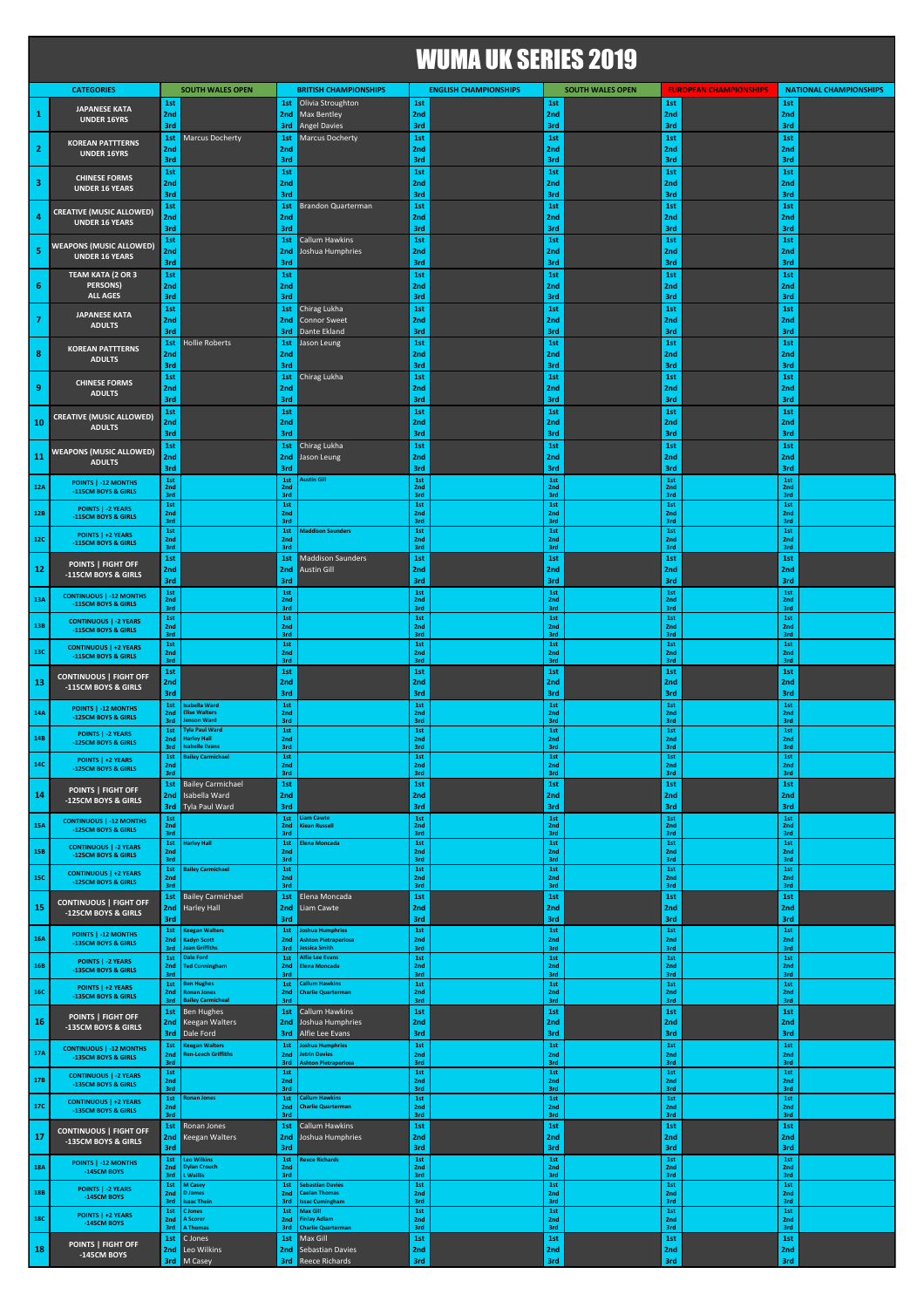# WUMA UK SERIES 2019

| | CATEGORIES | | SOUTH WALES OPEN | | BRITISH CHAMPIONSHIPS | | ENGLISH CHAMPIONSHIPS | | SOUTH WALES OPEN | | EUROPEAN CHAMPIONSHIPS | | NATIONAL CHAMPIONSHIPS |
|---|---|---|---|---|---|---|---|---|---|---|---|---|---|
| 1 | JAPANESE KATA UNDER 16YRS | 1st | | 1st | Olivia Stroughton | 1st | | 1st | | 1st | | 1st | |
| | | 2nd | | 2nd | Max Bentley | 2nd | | 2nd | | 2nd | | 2nd | |
| | | 3rd | | 3rd | Angel Davies | 3rd | | 3rd | | 3rd | | 3rd | |
| 2 | KOREAN PATTTERNS UNDER 16YRS | 1st | Marcus Docherty | 1st | Marcus Docherty | 1st | | 1st | | 1st | | 1st | |
| | | 2nd | | 2nd | | 2nd | | 2nd | | 2nd | | 2nd | |
| | | 3rd | | 3rd | | 3rd | | 3rd | | 3rd | | 3rd | |
| 3 | CHINESE FORMS UNDER 16 YEARS | 1st | | 1st | | 1st | | 1st | | 1st | | 1st | |
| | | 2nd | | 2nd | | 2nd | | 2nd | | 2nd | | 2nd | |
| | | 3rd | | 3rd | | 3rd | | 3rd | | 3rd | | 3rd | |
| 4 | CREATIVE (MUSIC ALLOWED) UNDER 16 YEARS | 1st | | 1st | Brandon Quarterman | 1st | | 1st | | 1st | | 1st | |
| | | 2nd | | 2nd | | 2nd | | 2nd | | 2nd | | 2nd | |
| | | 3rd | | 3rd | | 3rd | | 3rd | | 3rd | | 3rd | |
| 5 | WEAPONS (MUSIC ALLOWED) UNDER 16 YEARS | 1st | | 1st | Callum Hawkins | 1st | | 1st | | 1st | | 1st | |
| | | 2nd | | 2nd | Joshua Humphries | 2nd | | 2nd | | 2nd | | 2nd | |
| | | 3rd | | 3rd | | 3rd | | 3rd | | 3rd | | 3rd | |
| 6 | TEAM KATA (2 OR 3 PERSONS) ALL AGES | 1st | | 1st | | 1st | | 1st | | 1st | | 1st | |
| | | 2nd | | 2nd | | 2nd | | 2nd | | 2nd | | 2nd | |
| | | 3rd | | 3rd | | 3rd | | 3rd | | 3rd | | 3rd | |
| 7 | JAPANESE KATA ADULTS | 1st | | 1st | Chirag Lukha | 1st | | 1st | | 1st | | 1st | |
| | | 2nd | | 2nd | Connor Sweet | 2nd | | 2nd | | 2nd | | 2nd | |
| | | 3rd | | 3rd | Dante Ekland | 3rd | | 3rd | | 3rd | | 3rd | |
| 8 | KOREAN PATTTERNS ADULTS | 1st | Hollie Roberts | 1st | Jason Leung | 1st | | 1st | | 1st | | 1st | |
| | | 2nd | | 2nd | | 2nd | | 2nd | | 2nd | | 2nd | |
| | | 3rd | | 3rd | | 3rd | | 3rd | | 3rd | | 3rd | |
| 9 | CHINESE FORMS ADULTS | 1st | | 1st | Chirag Lukha | 1st | | 1st | | 1st | | 1st | |
| | | 2nd | | 2nd | | 2nd | | 2nd | | 2nd | | 2nd | |
| | | 3rd | | 3rd | | 3rd | | 3rd | | 3rd | | 3rd | |
| 10 | CREATIVE (MUSIC ALLOWED) ADULTS | 1st | | 1st | | 1st | | 1st | | 1st | | 1st | |
| | | 2nd | | 2nd | | 2nd | | 2nd | | 2nd | | 2nd | |
| | | 3rd | | 3rd | | 3rd | | 3rd | | 3rd | | 3rd | |
| 11 | WEAPONS (MUSIC ALLOWED) ADULTS | 1st | | 1st | Chirag Lukha | 1st | | 1st | | 1st | | 1st | |
| | | 2nd | | 2nd | Jason Leung | 2nd | | 2nd | | 2nd | | 2nd | |
| | | 3rd | | 3rd | | 3rd | | 3rd | | 3rd | | 3rd | |
| 12A | POINTS \| -12 MONTHS -115CM BOYS & GIRLS | 1st | | 1st | Austin Gill | 1st | | 1st | | 1st | | 1st | |
| | | 2nd | | 2nd | | 2nd | | 2nd | | 2nd | | 2nd | |
| | | 3rd | | 3rd | | 3rd | | 3rd | | 3rd | | 3rd | |
| 12B | POINTS \| -2 YEARS -115CM BOYS & GIRLS | 1st | | 1st | | 1st | | 1st | | 1st | | 1st | |
| | | 2nd | | 2nd | | 2nd | | 2nd | | 2nd | | 2nd | |
| | | 3rd | | 3rd | | 3rd | | 3rd | | 3rd | | 3rd | |
| 12C | POINTS \| +2 YEARS -115CM BOYS & GIRLS | 1st | | 1st | Maddison Saunders | 1st | | 1st | | 1st | | 1st | |
| | | 2nd | | 2nd | | 2nd | | 2nd | | 2nd | | 2nd | |
| | | 3rd | | 3rd | | 3rd | | 3rd | | 3rd | | 3rd | |
| 12 | POINTS \| FIGHT OFF -115CM BOYS & GIRLS | 1st | | 1st | Maddison Saunders | 1st | | 1st | | 1st | | 1st | |
| | | 2nd | | 2nd | Austin Gill | 2nd | | 2nd | | 2nd | | 2nd | |
| | | 3rd | | 3rd | | 3rd | | 3rd | | 3rd | | 3rd | |
| 13A | CONTINUOUS \| -12 MONTHS -115CM BOYS & GIRLS | 1st | | 1st | | 1st | | 1st | | 1st | | 1st | |
| | | 2nd | | 2nd | | 2nd | | 2nd | | 2nd | | 2nd | |
| | | 3rd | | 3rd | | 3rd | | 3rd | | 3rd | | 3rd | |
| 13B | CONTINUOUS \| -2 YEARS -115CM BOYS & GIRLS | 1st | | 1st | | 1st | | 1st | | 1st | | 1st | |
| | | 2nd | | 2nd | | 2nd | | 2nd | | 2nd | | 2nd | |
| | | 3rd | | 3rd | | 3rd | | 3rd | | 3rd | | 3rd | |
| 13C | CONTINUOUS \| +2 YEARS -115CM BOYS & GIRLS | 1st | | 1st | | 1st | | 1st | | 1st | | 1st | |
| | | 2nd | | 2nd | | 2nd | | 2nd | | 2nd | | 2nd | |
| | | 3rd | | 3rd | | 3rd | | 3rd | | 3rd | | 3rd | |
| 13 | CONTINUOUS \| FIGHT OFF -115CM BOYS & GIRLS | 1st | | 1st | | 1st | | 1st | | 1st | | 1st | |
| | | 2nd | | 2nd | | 2nd | | 2nd | | 2nd | | 2nd | |
| | | 3rd | | 3rd | | 3rd | | 3rd | | 3rd | | 3rd | |
| 14A | POINTS \| -12 MONTHS -125CM BOYS & GIRLS | 1st | Isabella Ward | 1st | | 1st | | 1st | | 1st | | 1st | |
| | | 2nd | Elise Walters | 2nd | | 2nd | | 2nd | | 2nd | | 2nd | |
| | | 3rd | Jenson Ward | 3rd | | 3rd | | 3rd | | 3rd | | 3rd | |
| 14B | POINTS \| -2 YEARS -125CM BOYS & GIRLS | 1st | Tyla Paul Ward | 1st | | 1st | | 1st | | 1st | | 1st | |
| | | 2nd | Harley Hall | 2nd | | 2nd | | 2nd | | 2nd | | 2nd | |
| | | 3rd | Isabelle Evans | 3rd | | 3rd | | 3rd | | 3rd | | 3rd | |
| 14C | POINTS \| +2 YEARS -125CM BOYS & GIRLS | 1st | Bailey Carmichael | 1st | | 1st | | 1st | | 1st | | 1st | |
| | | 2nd | | 2nd | | 2nd | | 2nd | | 2nd | | 2nd | |
| | | 3rd | | 3rd | | 3rd | | 3rd | | 3rd | | 3rd | |
| 14 | POINTS \| FIGHT OFF -125CM BOYS & GIRLS | 1st | Bailey Carmichael | 1st | | 1st | | 1st | | 1st | | 1st | |
| | | 2nd | Isabella Ward | 2nd | | 2nd | | 2nd | | 2nd | | 2nd | |
| | | 3rd | Tyla Paul Ward | 3rd | | 3rd | | 3rd | | 3rd | | 3rd | |
| 15A | CONTINUOUS \| -12 MONTHS -125CM BOYS & GIRLS | 1st | | 1st | Liam Cawte | 1st | | 1st | | 1st | | 1st | |
| | | 2nd | | 2nd | Kiean Russell | 2nd | | 2nd | | 2nd | | 2nd | |
| | | 3rd | | 3rd | | 3rd | | 3rd | | 3rd | | 3rd | |
| 15B | CONTINUOUS \| -2 YEARS -125CM BOYS & GIRLS | 1st | Harley Hall | 1st | Elena Moncada | 1st | | 1st | | 1st | | 1st | |
| | | 2nd | | 2nd | | 2nd | | 2nd | | 2nd | | 2nd | |
| | | 3rd | | 3rd | | 3rd | | 3rd | | 3rd | | 3rd | |
| 15C | CONTINUOUS \| +2 YEARS -125CM BOYS & GIRLS | 1st | Bailey Carmichael | 1st | | 1st | | 1st | | 1st | | 1st | |
| | | 2nd | | 2nd | | 2nd | | 2nd | | 2nd | | 2nd | |
| | | 3rd | | 3rd | | 3rd | | 3rd | | 3rd | | 3rd | |
| 15 | CONTINUOUS \| FIGHT OFF -125CM BOYS & GIRLS | 1st | Bailey Carmichael | 1st | Elena Moncada | 1st | | 1st | | 1st | | 1st | |
| | | 2nd | Harley Hall | 2nd | Liam Cawte | 2nd | | 2nd | | 2nd | | 2nd | |
| | | 3rd | | 3rd | | 3rd | | 3rd | | 3rd | | 3rd | |
| 16A | POINTS \| -12 MONTHS -135CM BOYS & GIRLS | 1st | Keegan Walters | 1st | Joshua Humphries | 1st | | 1st | | 1st | | 1st | |
| | | 2nd | Kadyn Scott | 2nd | Ashton Pietraperlosa | 2nd | | 2nd | | 2nd | | 2nd | |
| | | 3rd | Joan Griffiths | 3rd | Jessica Smith | 3rd | | 3rd | | 3rd | | 3rd | |
| 16B | POINTS \| -2 YEARS -135CM BOYS & GIRLS | 1st | Dale Ford | 1st | Alfie Lee Evans | 1st | | 1st | | 1st | | 1st | |
| | | 2nd | Ted Cunningham | 2nd | Elena Moncada | 2nd | | 2nd | | 2nd | | 2nd | |
| | | 3rd | | 3rd | | 3rd | | 3rd | | 3rd | | 3rd | |
| 16C | POINTS \| +2 YEARS -135CM BOYS & GIRLS | 1st | Ben Hughes | 1st | Callum Hawkins | 1st | | 1st | | 1st | | 1st | |
| | | 2nd | Ronan Jones | 2nd | Charlie Quarterman | 2nd | | 2nd | | 2nd | | 2nd | |
| | | 3rd | Bailey Carmichael | 3rd | | 3rd | | 3rd | | 3rd | | 3rd | |
| 16 | POINTS \| FIGHT OFF -135CM BOYS & GIRLS | 1st | Ben Hughes | 1st | Callum Hawkins | 1st | | 1st | | 1st | | 1st | |
| | | 2nd | Keegan Walters | 2nd | Joshua Humphries | 2nd | | 2nd | | 2nd | | 2nd | |
| | | 3rd | Dale Ford | 3rd | Alfie Lee Evans | 3rd | | 3rd | | 3rd | | 3rd | |
| 17A | CONTINUOUS \| -12 MONTHS -135CM BOYS & GIRLS | 1st | Keegan Walters | 1st | Joshua Humphries | 1st | | 1st | | 1st | | 1st | |
| | | 2nd | Ren-Leech Griffiths | 2nd | Jetrin Davies | 2nd | | 2nd | | 2nd | | 2nd | |
| | | 3rd | | 3rd | Ashton Pietraperlosa | 3rd | | 3rd | | 3rd | | 3rd | |
| 17B | CONTINUOUS \| -2 YEARS -135CM BOYS & GIRLS | 1st | | 1st | | 1st | | 1st | | 1st | | 1st | |
| | | 2nd | | 2nd | | 2nd | | 2nd | | 2nd | | 2nd | |
| | | 3rd | | 3rd | | 3rd | | 3rd | | 3rd | | 3rd | |
| 17C | CONTINUOUS \| +2 YEARS -135CM BOYS & GIRLS | 1st | Ronan Jones | 1st | Callum Hawkins | 1st | | 1st | | 1st | | 1st | |
| | | 2nd | | 2nd | Charlie Quarterman | 2nd | | 2nd | | 2nd | | 2nd | |
| | | 3rd | | 3rd | | 3rd | | 3rd | | 3rd | | 3rd | |
| 17 | CONTINUOUS \| FIGHT OFF -135CM BOYS & GIRLS | 1st | Ronan Jones | 1st | Callum Hawkins | 1st | | 1st | | 1st | | 1st | |
| | | 2nd | Keegan Walters | 2nd | Joshua Humphries | 2nd | | 2nd | | 2nd | | 2nd | |
| | | 3rd | | 3rd | | 3rd | | 3rd | | 3rd | | 3rd | |
| 18A | POINTS \| -12 MONTHS -145CM BOYS | 1st | Leo Wilkins | 1st | Reece Richards | 1st | | 1st | | 1st | | 1st | |
| | | 2nd | Dylan Crouch | 2nd | | 2nd | | 2nd | | 2nd | | 2nd | |
| | | 3rd | L Wallis | 3rd | | 3rd | | 3rd | | 3rd | | 3rd | |
| 18B | POINTS \| -2 YEARS -145CM BOYS | 1st | M Casey | 1st | Sebastian Davies | 1st | | 1st | | 1st | | 1st | |
| | | 2nd | D James | 2nd | Caelan Thomas | 2nd | | 2nd | | 2nd | | 2nd | |
| | | 3rd | Issac Thein | 3rd | Issac Cunningham | 3rd | | 3rd | | 3rd | | 3rd | |
| 18C | POINTS \| +2 YEARS -145CM BOYS | 1st | C Jones | 1st | Max Gill | 1st | | 1st | | 1st | | 1st | |
| | | 2nd | A Scorer | 2nd | Finlay Adlam | 2nd | | 2nd | | 2nd | | 2nd | |
| | | 3rd | A Thomas | 3rd | Charlie Quarterman | 3rd | | 3rd | | 3rd | | 3rd | |
| 18 | POINTS \| FIGHT OFF -145CM BOYS | 1st | C Jones | 1st | Max Gill | 1st | | 1st | | 1st | | 1st | |
| | | 2nd | Leo Wilkins | 2nd | Sebastian Davies | 2nd | | 2nd | | 2nd | | 2nd | |
| | | 3rd | M Casey | 3rd | Reece Richards | 3rd | | 3rd | | 3rd | | 3rd | |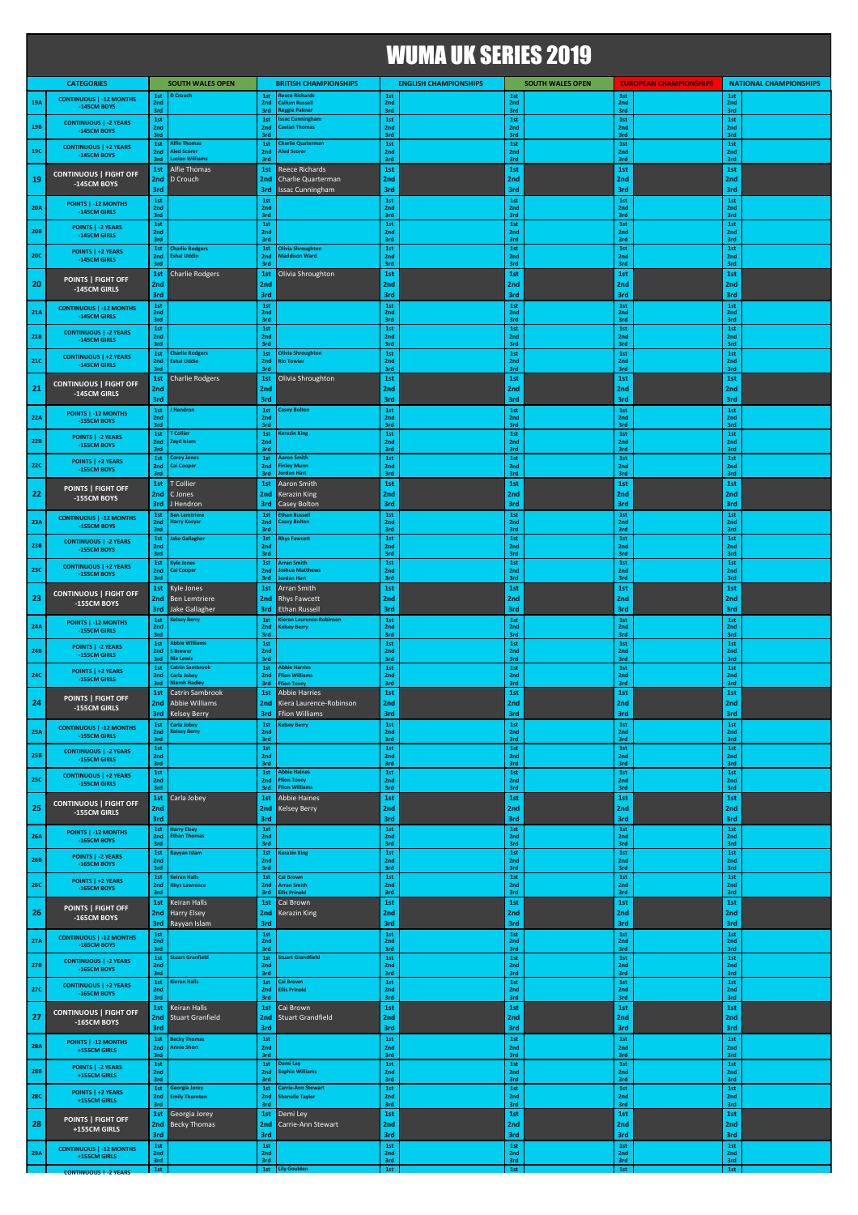# WUMA UK SERIES 2019

| | CATEGORIES | | SOUTH WALES OPEN | BRITISH CHAMPIONSHIPS | ENGLISH CHAMPIONSHIPS | SOUTH WALES OPEN | EUROPEAN CHAMPIONSHIPS | NATIONAL CHAMPIONSHIPS |
|---|---|---|---|---|---|---|---|---|
| 19A | CONTINUOUS \| -12 MONTHS -145CM BOYS | 1st | D Crouch | Reece Richards | | | | |
| | | 2nd | | Callum Russell | | | | |
| | | 3rd | | Reggie Palmer | | | | |
| 19B | CONTINUOUS \| -2 YEARS -145CM BOYS | 1st | | Issac Cunningham | | | | |
| | | 2nd | | Caelan Thomas | | | | |
| | | 3rd | | | | | | |
| 19C | CONTINUOUS \| +2 YEARS -145CM BOYS | 1st | Alfie Thomas | Charlie Quaterman | | | | |
| | | 2nd | Aled Scorer | Aled Scorer | | | | |
| | | 3rd | Lucian Williams | | | | | |
| 19 | CONTINUOUS \| FIGHT OFF -145CM BOYS | 1st | Alfie Thomas | Reece Richards | | | | |
| | | 2nd | D Crouch | Charlie Quarterman | | | | |
| | | 3rd | | Issac Cunningham | | | | |
| 20A | POINTS \| -12 MONTHS -145CM GIRLS | 1st | | | | | | |
| | | 2nd | | | | | | |
| | | 3rd | | | | | | |
| 20B | POINTS \| -2 YEARS -145CM GIRLS | 1st | | | | | | |
| | | 2nd | | | | | | |
| | | 3rd | | | | | | |
| 20C | POINTS \| +2 YEARS -145CM GIRLS | 1st | Charlie Rodgers | Olivia Shroughton | | | | |
| | | 2nd | Eshal Uddin | Maddison Ward | | | | |
| | | 3rd | | | | | | |
| 20 | POINTS \| FIGHT OFF -145CM GIRLS | 1st | Charlie Rodgers | Olivia Shroughton | | | | |
| | | 2nd | | | | | | |
| | | 3rd | | | | | | |
| 21A | CONTINUOUS \| -12 MONTHS -145CM GIRLS | 1st | | | | | | |
| | | 2nd | | | | | | |
| | | 3rd | | | | | | |
| 21B | CONTINUOUS \| -2 YEARS -145CM GIRLS | 1st | | | | | | |
| | | 2nd | | | | | | |
| | | 3rd | | | | | | |
| 21C | CONTINUOUS \| +2 YEARS -145CM GIRLS | 1st | Charlie Rodgers | Olivia Shroughton | | | | |
| | | 2nd | Eshal Uddin | Rio Towler | | | | |
| | | 3rd | | | | | | |
| 21 | CONTINUOUS \| FIGHT OFF -145CM GIRLS | 1st | Charlie Rodgers | Olivia Shroughton | | | | |
| | | 2nd | | | | | | |
| | | 3rd | | | | | | |
| 22A | POINTS \| -12 MONTHS -155CM BOYS | 1st | J Hendron | Casey Bolton | | | | |
| | | 2nd | | | | | | |
| | | 3rd | | | | | | |
| 22B | POINTS \| -2 YEARS -155CM BOYS | 1st | T Collier | Kerazin King | | | | |
| | | 2nd | Zayd Islam | | | | | |
| | | 3rd | | | | | | |
| 22C | POINTS \| +2 YEARS -155CM BOYS | 1st | Corey Jones | Aaron Smith | | | | |
| | | 2nd | Cai Cooper | Finley Munn | | | | |
| | | 3rd | | Jordan Hart | | | | |
| 22 | POINTS \| FIGHT OFF -155CM BOYS | 1st | T Collier | Aaron Smith | | | | |
| | | 2nd | C Jones | Kerazin King | | | | |
| | | 3rd | J Hendron | Casey Bolton | | | | |
| 23A | CONTINUOUS \| -12 MONTHS -155CM BOYS | 1st | Ben Lemtriere | Ethan Russell | | | | |
| | | 2nd | Harry Kosyar | Casey Bolton | | | | |
| | | 3rd | | | | | | |
| 23B | CONTINUOUS \| -2 YEARS -155CM BOYS | 1st | Jake Gallagher | Rhys Fawcett | | | | |
| | | 2nd | | | | | | |
| | | 3rd | | | | | | |
| 23C | CONTINUOUS \| +2 YEARS -155CM BOYS | 1st | Kyle Jones | Arran Smith | | | | |
| | | 2nd | Cai Cooper | Joshua Matthews | | | | |
| | | 3rd | | Jordan Hart | | | | |
| 23 | CONTINUOUS \| FIGHT OFF -155CM BOYS | 1st | Kyle Jones | Arran Smith | | | | |
| | | 2nd | Ben Lemtriere | Rhys Fawcett | | | | |
| | | 3rd | Jake Gallagher | Ethan Russell | | | | |
| 24A | POINTS \| -12 MONTHS -155CM GIRLS | 1st | Kelsey Berry | Kieran Laurence-Robinson | | | | |
| | | 2nd | | Kelsey Berry | | | | |
| | | 3rd | | | | | | |
| 24B | POINTS \| -2 YEARS -155CM GIRLS | 1st | Abbie Williams | | | | | |
| | | 2nd | S Brewer | | | | | |
| | | 3rd | Nia Lewis | | | | | |
| 24C | POINTS \| +2 YEARS -155CM GIRLS | 1st | Catrin Sambrook | Abbie Harries | | | | |
| | | 2nd | Carla Jobey | Ffion Williams | | | | |
| | | 3rd | Niamh Hadley | Ffion Tovey | | | | |
| 24 | POINTS \| FIGHT OFF -155CM GIRLS | 1st | Catrin Sambrook | Abbie Harries | | | | |
| | | 2nd | Abbie Williams | Kiera Laurence-Robinson | | | | |
| | | 3rd | Kelsey Berry | Ffion Williams | | | | |
| 25A | CONTINUOUS \| -12 MONTHS -155CM GIRLS | 1st | Carla Jobey | Kelsey Berry | | | | |
| | | 2nd | Kelsey Berry | | | | | |
| | | 3rd | | | | | | |
| 25B | CONTINUOUS \| -2 YEARS -155CM GIRLS | 1st | | | | | | |
| | | 2nd | | | | | | |
| | | 3rd | | | | | | |
| 25C | CONTINUOUS \| +2 YEARS -155CM GIRLS | 1st | | Abbie Haines | | | | |
| | | 2nd | | Ffion Tovey | | | | |
| | | 3rd | | Ffion Williams | | | | |
| 25 | CONTINUOUS \| FIGHT OFF -155CM GIRLS | 1st | Carla Jobey | Abbie Haines | | | | |
| | | 2nd | | Kelsey Berry | | | | |
| | | 3rd | | | | | | |
| 26A | POINTS \| -12 MONTHS -165CM BOYS | 1st | Harry Elsey | | | | | |
| | | 2nd | Ethan Thomas | | | | | |
| | | 3rd | | | | | | |
| 26B | POINTS \| -2 YEARS -165CM BOYS | 1st | Rayyan Islam | Kerazin King | | | | |
| | | 2nd | | | | | | |
| | | 3rd | | | | | | |
| 26C | POINTS \| +2 YEARS -165CM BOYS | 1st | Keiran Halls | Cai Brown | | | | |
| | | 2nd | Rhys Lawrence | Arran Smith | | | | |
| | | 3rd | | Ellis Prinold | | | | |
| 26 | POINTS \| FIGHT OFF -165CM BOYS | 1st | Keiran Halls | Cai Brown | | | | |
| | | 2nd | Harry Elsey | Kerazin King | | | | |
| | | 3rd | Rayyan Islam | | | | | |
| 27A | CONTINUOUS \| -12 MONTHS -165CM BOYS | 1st | | | | | | |
| | | 2nd | | | | | | |
| | | 3rd | | | | | | |
| 27B | CONTINUOUS \| -2 YEARS -165CM BOYS | 1st | Stuart Granfield | Stuart Grandfield | | | | |
| | | 2nd | | | | | | |
| | | 3rd | | | | | | |
| 27C | CONTINUOUS \| +2 YEARS -165CM BOYS | 1st | Kieran Halls | Cai Brown | | | | |
| | | 2nd | | Ellis Prinold | | | | |
| | | 3rd | | | | | | |
| 27 | CONTINUOUS \| FIGHT OFF -165CM BOYS | 1st | Keiran Halls | Cai Brown | | | | |
| | | 2nd | Stuart Granfield | Stuart Grandfield | | | | |
| | | 3rd | | | | | | |
| 28A | POINTS \| -12 MONTHS +155CM GIRLS | 1st | Becky Thomas | | | | | |
| | | 2nd | Annie Short | | | | | |
| | | 3rd | | | | | | |
| 28B | POINTS \| -2 YEARS +155CM GIRLS | 1st | | Demi Ley | | | | |
| | | 2nd | | Sophie Williams | | | | |
| | | 3rd | | | | | | |
| 28C | POINTS \| +2 YEARS +155CM GIRLS | 1st | Georgia Jorey | Carrie-Ann Stewart | | | | |
| | | 2nd | Emily Thornton | Shanelle Taylor | | | | |
| | | 3rd | | | | | | |
| 28 | POINTS \| FIGHT OFF +155CM GIRLS | 1st | Georgia Jorey | Demi Ley | | | | |
| | | 2nd | Becky Thomas | Carrie-Ann Stewart | | | | |
| | | 3rd | | | | | | |
| 29A | CONTINUOUS \| -12 MONTHS +155CM GIRLS | 1st | | | | | | |
| | | 2nd | | | | | | |
| | | 3rd | | | | | | |
| | CONTINUOUS \| -2 YEARS | 1st | | Lily Goulden | | | | |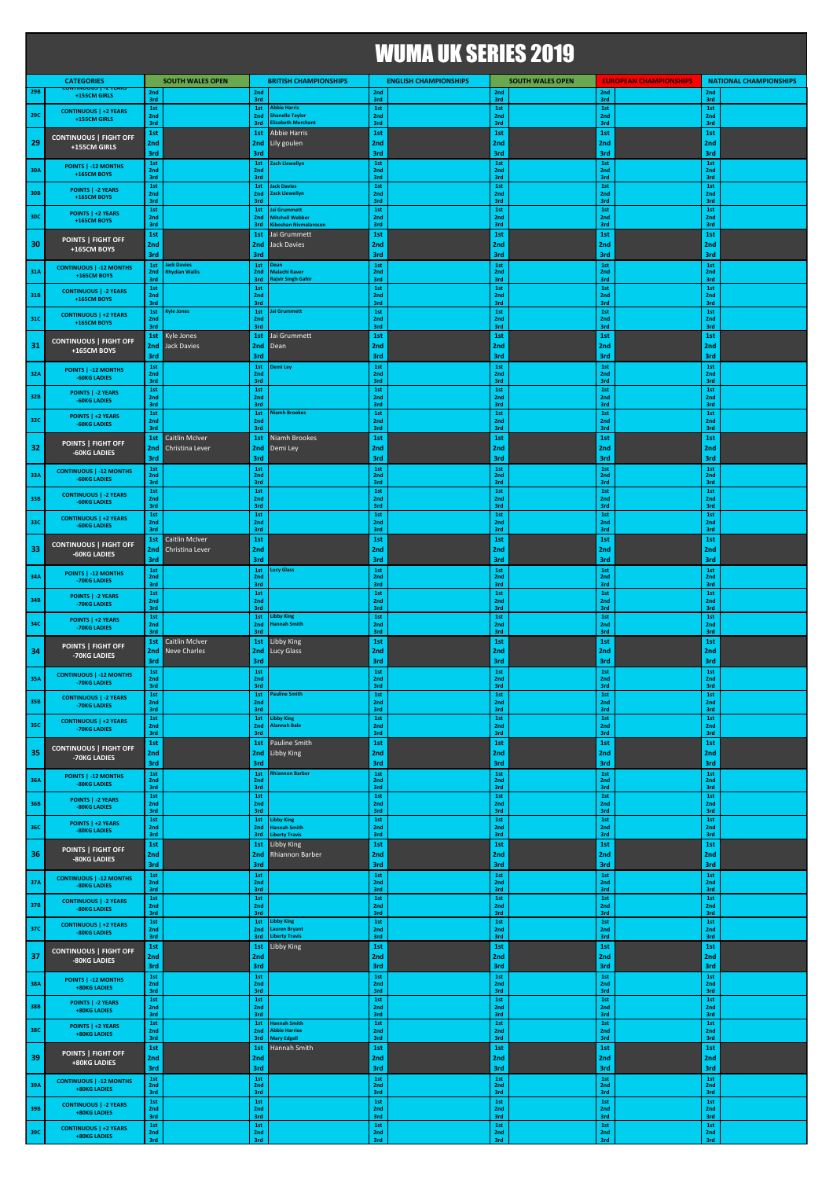# WUMA UK SERIES 2019

| | CATEGORIES | SOUTH WALES OPEN | | BRITISH CHAMPIONSHIPS | | ENGLISH CHAMPIONSHIPS | | SOUTH WALES OPEN | | EUROPEAN CHAMPIONSHIPS | | NATIONAL CHAMPIONSHIPS | |
|---|---|---|---|---|---|---|---|---|---|---|---|---|---|
| 29B | CONTINUOUS \| -2 YEARS +155CM GIRLS | 2nd | | 2nd | | 2nd | | 2nd | | 2nd | | 2nd | |
| | | 3rd | | 3rd | | 3rd | | 3rd | | 3rd | | 3rd | |
| 29C | CONTINUOUS \| +2 YEARS +155CM GIRLS | 1st | | 1st | Abbie Harris | 1st | | 1st | | 1st | | 1st | |
| | | 2nd | | 2nd | Shanelle Taylor | 2nd | | 2nd | | 2nd | | 2nd | |
| | | 3rd | | 3rd | Elizabeth Merchant | 3rd | | 3rd | | 3rd | | 3rd | |
| 29 | CONTINUOUS \| FIGHT OFF +155CM GIRLS | 1st | | 1st | Abbie Harris | 1st | | 1st | | 1st | | 1st | |
| | | 2nd | | 2nd | Lily goulen | 2nd | | 2nd | | 2nd | | 2nd | |
| | | 3rd | | 3rd | | 3rd | | 3rd | | 3rd | | 3rd | |
| 30A | POINTS \| -12 MONTHS +165CM BOYS | 1st | | 1st | Zach Llewellyn | 1st | | 1st | | 1st | | 1st | |
| | | 2nd | | 2nd | | 2nd | | 2nd | | 2nd | | 2nd | |
| | | 3rd | | 3rd | | 3rd | | 3rd | | 3rd | | 3rd | |
| 30B | POINTS \| -2 YEARS +165CM BOYS | 1st | | 1st | Jack Davies | 1st | | 1st | | 1st | | 1st | |
| | | 2nd | | 2nd | Zack Llewellyn | 2nd | | 2nd | | 2nd | | 2nd | |
| | | 3rd | | 3rd | | 3rd | | 3rd | | 3rd | | 3rd | |
| 30C | POINTS \| +2 YEARS +165CM BOYS | 1st | | 1st | Jai Grummett | 1st | | 1st | | 1st | | 1st | |
| | | 2nd | | 2nd | Mitchell Webber | 2nd | | 2nd | | 2nd | | 2nd | |
| | | 3rd | | 3rd | Kiboshan Nivmalaroson | 3rd | | 3rd | | 3rd | | 3rd | |
| 30 | POINTS \| FIGHT OFF +165CM BOYS | 1st | | 1st | Jai Grummett | 1st | | 1st | | 1st | | 1st | |
| | | 2nd | | 2nd | Jack Davies | 2nd | | 2nd | | 2nd | | 2nd | |
| | | 3rd | | 3rd | | 3rd | | 3rd | | 3rd | | 3rd | |
| 31A | CONTINUOUS \| -12 MONTHS +165CM BOYS | 1st | Jack Davies | 1st | Dean | 1st | | 1st | | 1st | | 1st | |
| | | 2nd | Rhydian Wallis | 2nd | Malachi Raver | 2nd | | 2nd | | 2nd | | 2nd | |
| | | 3rd | | 3rd | Rajvir Singh Gahir | 3rd | | 3rd | | 3rd | | 3rd | |
| 31B | CONTINUOUS \| -2 YEARS +165CM BOYS | 1st | | 1st | | 1st | | 1st | | 1st | | 1st | |
| | | 2nd | | 2nd | | 2nd | | 2nd | | 2nd | | 2nd | |
| | | 3rd | | 3rd | | 3rd | | 3rd | | 3rd | | 3rd | |
| 31C | CONTINUOUS \| +2 YEARS +165CM BOYS | 1st | Kyle Jones | 1st | Jai Grummett | 1st | | 1st | | 1st | | 1st | |
| | | 2nd | | 2nd | | 2nd | | 2nd | | 2nd | | 2nd | |
| | | 3rd | | 3rd | | 3rd | | 3rd | | 3rd | | 3rd | |
| 31 | CONTINUOUS \| FIGHT OFF +165CM BOYS | 1st | Kyle Jones | 1st | Jai Grummett | 1st | | 1st | | 1st | | 1st | |
| | | 2nd | Jack Davies | 2nd | Dean | 2nd | | 2nd | | 2nd | | 2nd | |
| | | 3rd | | 3rd | | 3rd | | 3rd | | 3rd | | 3rd | |
| 32A | POINTS \| -12 MONTHS -60KG LADIES | 1st | | 1st | Demi Ley | 1st | | 1st | | 1st | | 1st | |
| | | 2nd | | 2nd | | 2nd | | 2nd | | 2nd | | 2nd | |
| | | 3rd | | 3rd | | 3rd | | 3rd | | 3rd | | 3rd | |
| 32B | POINTS \| -2 YEARS -60KG LADIES | 1st | | 1st | | 1st | | 1st | | 1st | | 1st | |
| | | 2nd | | 2nd | | 2nd | | 2nd | | 2nd | | 2nd | |
| | | 3rd | | 3rd | | 3rd | | 3rd | | 3rd | | 3rd | |
| 32C | POINTS \| +2 YEARS -60KG LADIES | 1st | | 1st | Niamh Brookes | 1st | | 1st | | 1st | | 1st | |
| | | 2nd | | 2nd | | 2nd | | 2nd | | 2nd | | 2nd | |
| | | 3rd | | 3rd | | 3rd | | 3rd | | 3rd | | 3rd | |
| 32 | POINTS \| FIGHT OFF -60KG LADIES | 1st | Caitlin McIver | 1st | Niamh Brookes | 1st | | 1st | | 1st | | 1st | |
| | | 2nd | Christina Lever | 2nd | Demi Ley | 2nd | | 2nd | | 2nd | | 2nd | |
| | | 3rd | | 3rd | | 3rd | | 3rd | | 3rd | | 3rd | |
| 33A | CONTINUOUS \| -12 MONTHS -60KG LADIES | 1st | | 1st | | 1st | | 1st | | 1st | | 1st | |
| | | 2nd | | 2nd | | 2nd | | 2nd | | 2nd | | 2nd | |
| | | 3rd | | 3rd | | 3rd | | 3rd | | 3rd | | 3rd | |
| 33B | CONTINUOUS \| -2 YEARS -60KG LADIES | 1st | | 1st | | 1st | | 1st | | 1st | | 1st | |
| | | 2nd | | 2nd | | 2nd | | 2nd | | 2nd | | 2nd | |
| | | 3rd | | 3rd | | 3rd | | 3rd | | 3rd | | 3rd | |
| 33C | CONTINUOUS \| +2 YEARS -60KG LADIES | 1st | | 1st | | 1st | | 1st | | 1st | | 1st | |
| | | 2nd | | 2nd | | 2nd | | 2nd | | 2nd | | 2nd | |
| | | 3rd | | 3rd | | 3rd | | 3rd | | 3rd | | 3rd | |
| 33 | CONTINUOUS \| FIGHT OFF -60KG LADIES | 1st | Caitlin McIver | 1st | | 1st | | 1st | | 1st | | 1st | |
| | | 2nd | Christina Lever | 2nd | | 2nd | | 2nd | | 2nd | | 2nd | |
| | | 3rd | | 3rd | | 3rd | | 3rd | | 3rd | | 3rd | |
| 34A | POINTS \| -12 MONTHS -70KG LADIES | 1st | | 1st | Lucy Glass | 1st | | 1st | | 1st | | 1st | |
| | | 2nd | | 2nd | | 2nd | | 2nd | | 2nd | | 2nd | |
| | | 3rd | | 3rd | | 3rd | | 3rd | | 3rd | | 3rd | |
| 34B | POINTS \| -2 YEARS -70KG LADIES | 1st | | 1st | | 1st | | 1st | | 1st | | 1st | |
| | | 2nd | | 2nd | | 2nd | | 2nd | | 2nd | | 2nd | |
| | | 3rd | | 3rd | | 3rd | | 3rd | | 3rd | | 3rd | |
| 34C | POINTS \| +2 YEARS -70KG LADIES | 1st | | 1st | Libby King | 1st | | 1st | | 1st | | 1st | |
| | | 2nd | | 2nd | Hannah Smith | 2nd | | 2nd | | 2nd | | 2nd | |
| | | 3rd | | 3rd | | 3rd | | 3rd | | 3rd | | 3rd | |
| 34 | POINTS \| FIGHT OFF -70KG LADIES | 1st | Caitlin McIver | 1st | Libby King | 1st | | 1st | | 1st | | 1st | |
| | | 2nd | Neve Charles | 2nd | Lucy Glass | 2nd | | 2nd | | 2nd | | 2nd | |
| | | 3rd | | 3rd | | 3rd | | 3rd | | 3rd | | 3rd | |
| 35A | CONTINUOUS \| -12 MONTHS -70KG LADIES | 1st | | 1st | | 1st | | 1st | | 1st | | 1st | |
| | | 2nd | | 2nd | | 2nd | | 2nd | | 2nd | | 2nd | |
| | | 3rd | | 3rd | | 3rd | | 3rd | | 3rd | | 3rd | |
| 35B | CONTINUOUS \| -2 YEARS -70KG LADIES | 1st | | 1st | Pauline Smith | 1st | | 1st | | 1st | | 1st | |
| | | 2nd | | 2nd | | 2nd | | 2nd | | 2nd | | 2nd | |
| | | 3rd | | 3rd | | 3rd | | 3rd | | 3rd | | 3rd | |
| 35C | CONTINUOUS \| +2 YEARS -70KG LADIES | 1st | | 1st | Libby King | 1st | | 1st | | 1st | | 1st | |
| | | 2nd | | 2nd | Alannah Bale | 2nd | | 2nd | | 2nd | | 2nd | |
| | | 3rd | | 3rd | | 3rd | | 3rd | | 3rd | | 3rd | |
| 35 | CONTINUOUS \| FIGHT OFF -70KG LADIES | 1st | | 1st | Pauline Smith | 1st | | 1st | | 1st | | 1st | |
| | | 2nd | | 2nd | Libby King | 2nd | | 2nd | | 2nd | | 2nd | |
| | | 3rd | | 3rd | | 3rd | | 3rd | | 3rd | | 3rd | |
| 36A | POINTS \| -12 MONTHS -80KG LADIES | 1st | | 1st | Rhiannon Barber | 1st | | 1st | | 1st | | 1st | |
| | | 2nd | | 2nd | | 2nd | | 2nd | | 2nd | | 2nd | |
| | | 3rd | | 3rd | | 3rd | | 3rd | | 3rd | | 3rd | |
| 36B | POINTS \| -2 YEARS -80KG LADIES | 1st | | 1st | | 1st | | 1st | | 1st | | 1st | |
| | | 2nd | | 2nd | | 2nd | | 2nd | | 2nd | | 2nd | |
| | | 3rd | | 3rd | | 3rd | | 3rd | | 3rd | | 3rd | |
| 36C | POINTS \| +2 YEARS -80KG LADIES | 1st | | 1st | Libby King | 1st | | 1st | | 1st | | 1st | |
| | | 2nd | | 2nd | Hannah Smith | 2nd | | 2nd | | 2nd | | 2nd | |
| | | 3rd | | 3rd | Liberty Travis | 3rd | | 3rd | | 3rd | | 3rd | |
| 36 | POINTS \| FIGHT OFF -80KG LADIES | 1st | | 1st | Libby King | 1st | | 1st | | 1st | | 1st | |
| | | 2nd | | 2nd | Rhiannon Barber | 2nd | | 2nd | | 2nd | | 2nd | |
| | | 3rd | | 3rd | | 3rd | | 3rd | | 3rd | | 3rd | |
| 37A | CONTINUOUS \| -12 MONTHS -80KG LADIES | 1st | | 1st | | 1st | | 1st | | 1st | | 1st | |
| | | 2nd | | 2nd | | 2nd | | 2nd | | 2nd | | 2nd | |
| | | 3rd | | 3rd | | 3rd | | 3rd | | 3rd | | 3rd | |
| 37B | CONTINUOUS \| -2 YEARS -80KG LADIES | 1st | | 1st | | 1st | | 1st | | 1st | | 1st | |
| | | 2nd | | 2nd | | 2nd | | 2nd | | 2nd | | 2nd | |
| | | 3rd | | 3rd | | 3rd | | 3rd | | 3rd | | 3rd | |
| 37C | CONTINUOUS \| +2 YEARS -80KG LADIES | 1st | | 1st | Libby King | 1st | | 1st | | 1st | | 1st | |
| | | 2nd | | 2nd | Lauren Bryant | 2nd | | 2nd | | 2nd | | 2nd | |
| | | 3rd | | 3rd | Liberty Travis | 3rd | | 3rd | | 3rd | | 3rd | |
| 37 | CONTINUOUS \| FIGHT OFF -80KG LADIES | 1st | | 1st | Libby King | 1st | | 1st | | 1st | | 1st | |
| | | 2nd | | 2nd | | 2nd | | 2nd | | 2nd | | 2nd | |
| | | 3rd | | 3rd | | 3rd | | 3rd | | 3rd | | 3rd | |
| 38A | POINTS \| -12 MONTHS +80KG LADIES | 1st | | 1st | | 1st | | 1st | | 1st | | 1st | |
| | | 2nd | | 2nd | | 2nd | | 2nd | | 2nd | | 2nd | |
| | | 3rd | | 3rd | | 3rd | | 3rd | | 3rd | | 3rd | |
| 38B | POINTS \| -2 YEARS +80KG LADIES | 1st | | 1st | | 1st | | 1st | | 1st | | 1st | |
| | | 2nd | | 2nd | | 2nd | | 2nd | | 2nd | | 2nd | |
| | | 3rd | | 3rd | | 3rd | | 3rd | | 3rd | | 3rd | |
| 38C | POINTS \| +2 YEARS +80KG LADIES | 1st | | 1st | Hannah Smith | 1st | | 1st | | 1st | | 1st | |
| | | 2nd | | 2nd | Abbie Harries | 2nd | | 2nd | | 2nd | | 2nd | |
| | | 3rd | | 3rd | Mary Edgell | 3rd | | 3rd | | 3rd | | 3rd | |
| 39 | POINTS \| FIGHT OFF +80KG LADIES | 1st | | 1st | Hannah Smith | 1st | | 1st | | 1st | | 1st | |
| | | 2nd | | 2nd | | 2nd | | 2nd | | 2nd | | 2nd | |
| | | 3rd | | 3rd | | 3rd | | 3rd | | 3rd | | 3rd | |
| 39A | CONTINUOUS \| -12 MONTHS +80KG LADIES | 1st | | 1st | | 1st | | 1st | | 1st | | 1st | |
| | | 2nd | | 2nd | | 2nd | | 2nd | | 2nd | | 2nd | |
| | | 3rd | | 3rd | | 3rd | | 3rd | | 3rd | | 3rd | |
| 39B | CONTINUOUS \| -2 YEARS +80KG LADIES | 1st | | 1st | | 1st | | 1st | | 1st | | 1st | |
| | | 2nd | | 2nd | | 2nd | | 2nd | | 2nd | | 2nd | |
| | | 3rd | | 3rd | | 3rd | | 3rd | | 3rd | | 3rd | |
| 39C | CONTINUOUS \| +2 YEARS +80KG LADIES | 1st | | 1st | | 1st | | 1st | | 1st | | 1st | |
| | | 2nd | | 2nd | | 2nd | | 2nd | | 2nd | | 2nd | |
| | | 3rd | | 3rd | | 3rd | | 3rd | | 3rd | | 3rd | |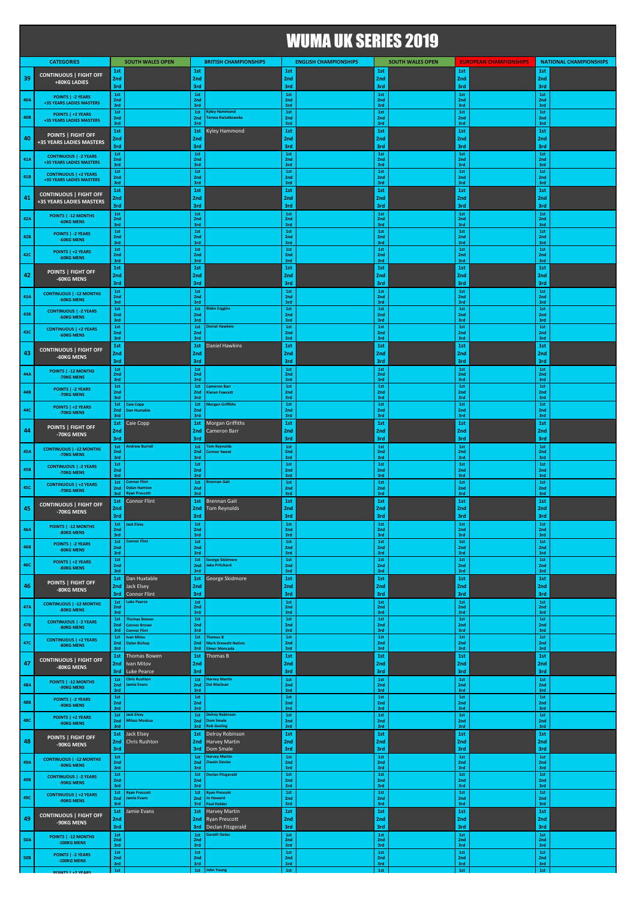# WUMA UK SERIES 2019

| | CATEGORIES | | SOUTH WALES OPEN | | BRITISH CHAMPIONSHIPS | | ENGLISH CHAMPIONSHIPS | | SOUTH WALES OPEN | | EUROPEAN CHAMPIONSHIPS | | NATIONAL CHAMPIONSHIPS |
|---|---|---|---|---|---|---|---|---|---|---|---|---|---|
| 39 | CONTINUOUS \| FIGHT OFF +80KG LADIES | 1st | | 1st | | 1st | | 1st | | 1st | | 1st | |
| | | 2nd | | 2nd | | 2nd | | 2nd | | 2nd | | 2nd | |
| | | 3rd | | 3rd | | 3rd | | 3rd | | 3rd | | 3rd | |
| 40A | POINTS \| -2 YEARS +35 YEARS LADIES MASTERS | 1st | | 1st | | 1st | | 1st | | 1st | | 1st | |
| | | 2nd | | 2nd | | 2nd | | 2nd | | 2nd | | 2nd | |
| | | 3rd | | 3rd | | 3rd | | 3rd | | 3rd | | 3rd | |
| 40B | POINTS \| +2 YEARS +35 YEARS LADIES MASTERS | 1st | | 1st | Kyley Hammond | 1st | | 1st | | 1st | | 1st | |
| | | 2nd | | 2nd | Teresa Kwiatkowska | 2nd | | 2nd | | 2nd | | 2nd | |
| | | 3rd | | 3rd | | 3rd | | 3rd | | 3rd | | 3rd | |
| 40 | POINTS \| FIGHT OFF +35 YEARS LADIES MASTERS | 1st | | 1st | Kyley Hammond | 1st | | 1st | | 1st | | 1st | |
| | | 2nd | | 2nd | | 2nd | | 2nd | | 2nd | | 2nd | |
| | | 3rd | | 3rd | | 3rd | | 3rd | | 3rd | | 3rd | |
| 41A | CONTINUOUS \| -2 YEARS +35 YEARS LADIES MASTERS | 1st | | 1st | | 1st | | 1st | | 1st | | 1st | |
| | | 2nd | | 2nd | | 2nd | | 2nd | | 2nd | | 2nd | |
| | | 3rd | | 3rd | | 3rd | | 3rd | | 3rd | | 3rd | |
| 41B | CONTINUOUS \| +2 YEARS +35 YEARS LADIES MASTERS | 1st | | 1st | | 1st | | 1st | | 1st | | 1st | |
| | | 2nd | | 2nd | | 2nd | | 2nd | | 2nd | | 2nd | |
| | | 3rd | | 3rd | | 3rd | | 3rd | | 3rd | | 3rd | |
| 41 | CONTINUOUS \| FIGHT OFF +35 YEARS LADIES MASTERS | 1st | | 1st | | 1st | | 1st | | 1st | | 1st | |
| | | 2nd | | 2nd | | 2nd | | 2nd | | 2nd | | 2nd | |
| | | 3rd | | 3rd | | 3rd | | 3rd | | 3rd | | 3rd | |
| 42A | POINTS \| -12 MONTHS -60KG MENS | 1st | | 1st | | 1st | | 1st | | 1st | | 1st | |
| | | 2nd | | 2nd | | 2nd | | 2nd | | 2nd | | 2nd | |
| | | 3rd | | 3rd | | 3rd | | 3rd | | 3rd | | 3rd | |
| 42B | POINTS \| -2 YEARS -60KG MENS | 1st | | 1st | | 1st | | 1st | | 1st | | 1st | |
| | | 2nd | | 2nd | | 2nd | | 2nd | | 2nd | | 2nd | |
| | | 3rd | | 3rd | | 3rd | | 3rd | | 3rd | | 3rd | |
| 42C | POINTS \| +2 YEARS -60KG MENS | 1st | | 1st | | 1st | | 1st | | 1st | | 1st | |
| | | 2nd | | 2nd | | 2nd | | 2nd | | 2nd | | 2nd | |
| | | 3rd | | 3rd | | 3rd | | 3rd | | 3rd | | 3rd | |
| 42 | POINTS \| FIGHT OFF -60KG MENS | 1st | | 1st | | 1st | | 1st | | 1st | | 1st | |
| | | 2nd | | 2nd | | 2nd | | 2nd | | 2nd | | 2nd | |
| | | 3rd | | 3rd | | 3rd | | 3rd | | 3rd | | 3rd | |
| 43A | CONTINUOUS \| -12 MONTHS -60KG MENS | 1st | | 1st | | 1st | | 1st | | 1st | | 1st | |
| | | 2nd | | 2nd | | 2nd | | 2nd | | 2nd | | 2nd | |
| | | 3rd | | 3rd | | 3rd | | 3rd | | 3rd | | 3rd | |
| 43B | CONTINUOUS \| -2 YEARS -60KG MENS | 1st | | 1st | Blake Eggins | 1st | | 1st | | 1st | | 1st | |
| | | 2nd | | 2nd | | 2nd | | 2nd | | 2nd | | 2nd | |
| | | 3rd | | 3rd | | 3rd | | 3rd | | 3rd | | 3rd | |
| 43C | CONTINUOUS \| +2 YEARS -60KG MENS | 1st | | 1st | Daniel Hawkins | 1st | | 1st | | 1st | | 1st | |
| | | 2nd | | 2nd | | 2nd | | 2nd | | 2nd | | 2nd | |
| | | 3rd | | 3rd | | 3rd | | 3rd | | 3rd | | 3rd | |
| 43 | CONTINUOUS \| FIGHT OFF -60KG MENS | 1st | | 1st | Daniel Hawkins | 1st | | 1st | | 1st | | 1st | |
| | | 2nd | | 2nd | | 2nd | | 2nd | | 2nd | | 2nd | |
| | | 3rd | | 3rd | | 3rd | | 3rd | | 3rd | | 3rd | |
| 44A | POINTS \| -12 MONTHS -70KG MENS | 1st | | 1st | | 1st | | 1st | | 1st | | 1st | |
| | | 2nd | | 2nd | | 2nd | | 2nd | | 2nd | | 2nd | |
| | | 3rd | | 3rd | | 3rd | | 3rd | | 3rd | | 3rd | |
| 44B | POINTS \| -2 YEARS -70KG MENS | 1st | | 1st | Cameron Barr | 1st | | 1st | | 1st | | 1st | |
| | | 2nd | | 2nd | Kieran Fawcett | 2nd | | 2nd | | 2nd | | 2nd | |
| | | 3rd | | 3rd | | 3rd | | 3rd | | 3rd | | 3rd | |
| 44C | POINTS \| +2 YEARS -70KG MENS | 1st | Caie Copp | 1st | Morgan Griffiths | 1st | | 1st | | 1st | | 1st | |
| | | 2nd | Dan Huxtable | 2nd | | 2nd | | 2nd | | 2nd | | 2nd | |
| | | 3rd | | 3rd | | 3rd | | 3rd | | 3rd | | 3rd | |
| 44 | POINTS \| FIGHT OFF -70KG MENS | 1st | Caie Copp | 1st | Morgan Griffiths | 1st | | 1st | | 1st | | 1st | |
| | | 2nd | | 2nd | Cameron Barr | 2nd | | 2nd | | 2nd | | 2nd | |
| | | 3rd | | 3rd | | 3rd | | 3rd | | 3rd | | 3rd | |
| 45A | CONTINUOUS \| -12 MONTHS -70KG MENS | 1st | Andrew Burrell | 1st | Tom Reynolds | 1st | | 1st | | 1st | | 1st | |
| | | 2nd | | 2nd | Connor Sweet | 2nd | | 2nd | | 2nd | | 2nd | |
| | | 3rd | | 3rd | | 3rd | | 3rd | | 3rd | | 3rd | |
| 45B | CONTINUOUS \| -2 YEARS -70KG MENS | 1st | | 1st | | 1st | | 1st | | 1st | | 1st | |
| | | 2nd | | 2nd | | 2nd | | 2nd | | 2nd | | 2nd | |
| | | 3rd | | 3rd | | 3rd | | 3rd | | 3rd | | 3rd | |
| 45C | CONTINUOUS \| +2 YEARS -70KG MENS | 1st | Connor Flint | 1st | Brennan Gait | 1st | | 1st | | 1st | | 1st | |
| | | 2nd | Dylan Hamton | 2nd | | 2nd | | 2nd | | 2nd | | 2nd | |
| | | 3rd | Ryan Prescott | 3rd | | 3rd | | 3rd | | 3rd | | 3rd | |
| 45 | CONTINUOUS \| FIGHT OFF -70KG MENS | 1st | Connor Flint | 1st | Brennan Gait | 1st | | 1st | | 1st | | 1st | |
| | | 2nd | | 2nd | Tom Reynolds | 2nd | | 2nd | | 2nd | | 2nd | |
| | | 3rd | | 3rd | | 3rd | | 3rd | | 3rd | | 3rd | |
| 46A | POINTS \| -12 MONTHS -80KG MENS | 1st | Jack Elsey | 1st | | 1st | | 1st | | 1st | | 1st | |
| | | 2nd | | 2nd | | 2nd | | 2nd | | 2nd | | 2nd | |
| | | 3rd | | 3rd | | 3rd | | 3rd | | 3rd | | 3rd | |
| 46B | POINTS \| -2 YEARS -80KG MENS | 1st | Connor Flint | 1st | | 1st | | 1st | | 1st | | 1st | |
| | | 2nd | | 2nd | | 2nd | | 2nd | | 2nd | | 2nd | |
| | | 3rd | | 3rd | | 3rd | | 3rd | | 3rd | | 3rd | |
| 46C | POINTS \| +2 YEARS -80KG MENS | 1st | | 1st | George Skidmore | 1st | | 1st | | 1st | | 1st | |
| | | 2nd | | 2nd | Jake Pritchard | 2nd | | 2nd | | 2nd | | 2nd | |
| | | 3rd | | 3rd | | 3rd | | 3rd | | 3rd | | 3rd | |
| 46 | POINTS \| FIGHT OFF -80KG MENS | 1st | Dan Huxtable | 1st | George Skidmore | 1st | | 1st | | 1st | | 1st | |
| | | 2nd | Jack Elsey | 2nd | | 2nd | | 2nd | | 2nd | | 2nd | |
| | | 3rd | Connor Flint | 3rd | | 3rd | | 3rd | | 3rd | | 3rd | |
| 47A | CONTINUOUS \| -12 MONTHS -80KG MENS | 1st | Luke Pearce | 1st | | 1st | | 1st | | 1st | | 1st | |
| | | 2nd | | 2nd | | 2nd | | 2nd | | 2nd | | 2nd | |
| | | 3rd | | 3rd | | 3rd | | 3rd | | 3rd | | 3rd | |
| 47B | CONTINUOUS \| -2 YEARS -80KG MENS | 1st | Thomas Bowen | 1st | | 1st | | 1st | | 1st | | 1st | |
| | | 2nd | Connor Brown | 2nd | | 2nd | | 2nd | | 2nd | | 2nd | |
| | | 3rd | Connor Flint | 3rd | | 3rd | | 3rd | | 3rd | | 3rd | |
| 47C | CONTINUOUS \| +2 YEARS -80KG MENS | 1st | Ivan Mitov | 1st | Thomas B | 1st | | 1st | | 1st | | 1st | |
| | | 2nd | Dylan Bishop | 2nd | Mark Drewett-Nation | 2nd | | 2nd | | 2nd | | 2nd | |
| | | 3rd | | 3rd | Elmer Moncada | 3rd | | 3rd | | 3rd | | 3rd | |
| 47 | CONTINUOUS \| FIGHT OFF -80KG MENS | 1st | Thomas Bowen | 1st | Thomas B | 1st | | 1st | | 1st | | 1st | |
| | | 2nd | Ivan Mitov | 2nd | | 2nd | | 2nd | | 2nd | | 2nd | |
| | | 3rd | Luke Pearce | 3rd | | 3rd | | 3rd | | 3rd | | 3rd | |
| 48A | POINTS \| -12 MONTHS -90KG MENS | 1st | Chris Rushton | 1st | Harvey Martin | 1st | | 1st | | 1st | | 1st | |
| | | 2nd | Jamie Evans | 2nd | Dai Maclean | 2nd | | 2nd | | 2nd | | 2nd | |
| | | 3rd | | 3rd | | 3rd | | 3rd | | 3rd | | 3rd | |
| 48B | POINTS \| -2 YEARS -90KG MENS | 1st | | 1st | | 1st | | 1st | | 1st | | 1st | |
| | | 2nd | | 2nd | | 2nd | | 2nd | | 2nd | | 2nd | |
| | | 3rd | | 3rd | | 3rd | | 3rd | | 3rd | | 3rd | |
| 48C | POINTS \| +2 YEARS -90KG MENS | 1st | Jack Elsey | 1st | Delroy Robinson | 1st | | 1st | | 1st | | 1st | |
| | | 2nd | Milosz Moskua | 2nd | Dom Smale | 2nd | | 2nd | | 2nd | | 2nd | |
| | | 3rd | | 3rd | Rob Gosling | 3rd | | 3rd | | 3rd | | 3rd | |
| 48 | POINTS \| FIGHT OFF -90KG MENS | 1st | Jack Elsey | 1st | Delroy Robinson | 1st | | 1st | | 1st | | 1st | |
| | | 2nd | Chris Rushton | 2nd | Harvey Martin | 2nd | | 2nd | | 2nd | | 2nd | |
| | | 3rd | | 3rd | Dom Smale | 3rd | | 3rd | | 3rd | | 3rd | |
| 49A | CONTINUOUS \| -12 MONTHS -90KG MENS | 1st | | 1st | Harvey Martin | 1st | | 1st | | 1st | | 1st | |
| | | 2nd | | 2nd | Owain Davies | 2nd | | 2nd | | 2nd | | 2nd | |
| | | 3rd | | 3rd | | 3rd | | 3rd | | 3rd | | 3rd | |
| 49B | CONTINUOUS \| -2 YEARS -90KG MENS | 1st | | 1st | Declan Fitzgerald | 1st | | 1st | | 1st | | 1st | |
| | | 2nd | | 2nd | | 2nd | | 2nd | | 2nd | | 2nd | |
| | | 3rd | | 3rd | | 3rd | | 3rd | | 3rd | | 3rd | |
| 49C | CONTINUOUS \| +2 YEARS -90KG MENS | 1st | Ryan Prescott | 1st | Ryan Prescott | 1st | | 1st | | 1st | | 1st | |
| | | 2nd | Jamie Evans | 2nd | Jo Howard | 2nd | | 2nd | | 2nd | | 2nd | |
| | | 3rd | | 3rd | Paul Holder | 3rd | | 3rd | | 3rd | | 3rd | |
| 49 | CONTINUOUS \| FIGHT OFF -90KG MENS | 1st | Jamie Evans | 1st | Harvey Martin | 1st | | 1st | | 1st | | 1st | |
| | | 2nd | | 2nd | Ryan Prescott | 2nd | | 2nd | | 2nd | | 2nd | |
| | | 3rd | | 3rd | Declan Fitzgerald | 3rd | | 3rd | | 3rd | | 3rd | |
| 50A | POINTS \| -12 MONTHS -100KG MENS | 1st | | 1st | Gareth Oates | 1st | | 1st | | 1st | | 1st | |
| | | 2nd | | 2nd | | 2nd | | 2nd | | 2nd | | 2nd | |
| | | 3rd | | 3rd | | 3rd | | 3rd | | 3rd | | 3rd | |
| 50B | POINTS \| -2 YEARS -100KG MENS | 1st | | 1st | | 1st | | 1st | | 1st | | 1st | |
| | | 2nd | | 2nd | | 2nd | | 2nd | | 2nd | | 2nd | |
| | | 3rd | | 3rd | | 3rd | | 3rd | | 3rd | | 3rd | |
| | POINTS \| +2 YEARS | 1st | | 1st | John Young | 1st | | 1st | | 1st | | 1st | |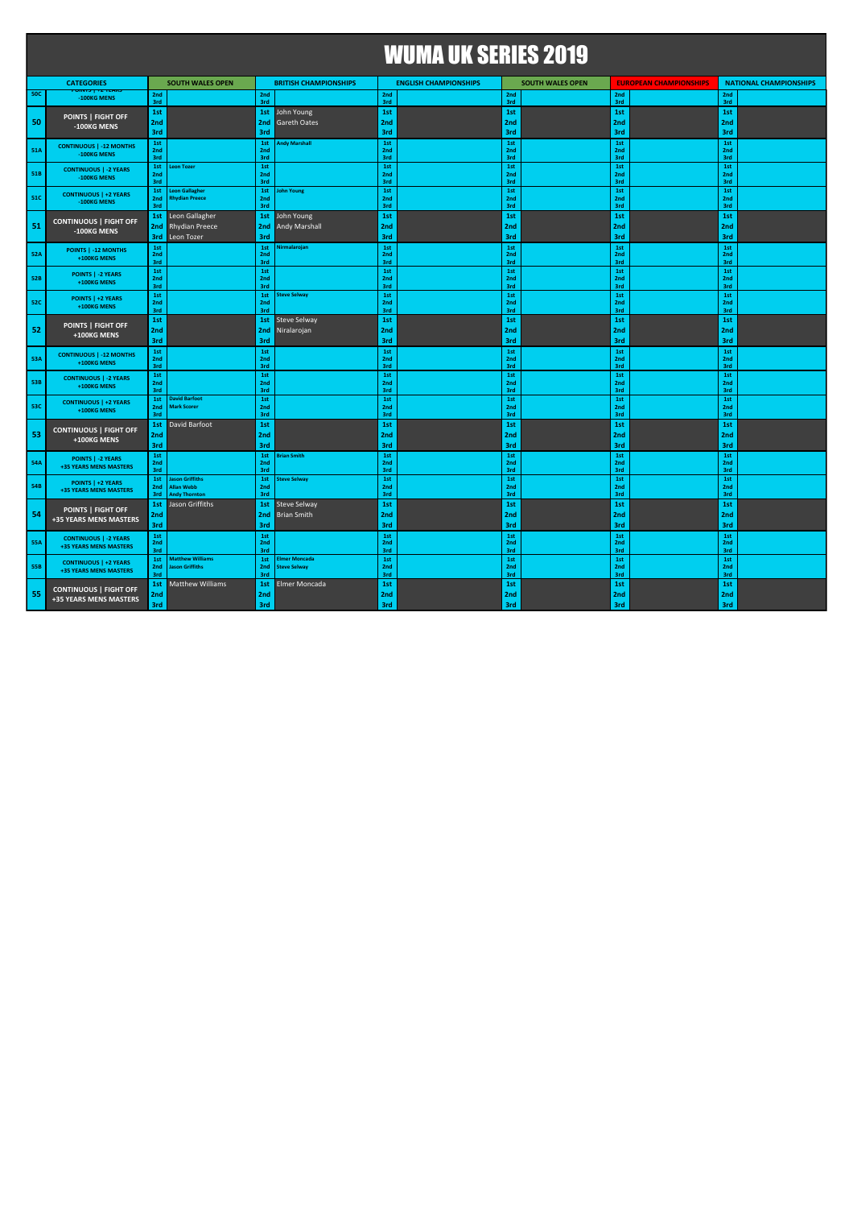# WUMA UK SERIES 2019

| | CATEGORIES | | SOUTH WALES OPEN | | BRITISH CHAMPIONSHIPS | | ENGLISH CHAMPIONSHIPS | | SOUTH WALES OPEN | | EUROPEAN CHAMPIONSHIPS | | NATIONAL CHAMPIONSHIPS |
|---|---|---|---|---|---|---|---|---|---|---|---|---|---|
| 50C | POINTS \| +2 YEARS -100KG MENS | 2nd | | 2nd | | 2nd | | 2nd | | 2nd | | 2nd | |
| | | 3rd | | 3rd | | 3rd | | 3rd | | 3rd | | 3rd | |
| 50 | POINTS \| FIGHT OFF -100KG MENS | 1st | | 1st | John Young | 1st | | 1st | | 1st | | 1st | |
| | | 2nd | | 2nd | Gareth Oates | 2nd | | 2nd | | 2nd | | 2nd | |
| | | 3rd | | 3rd | | 3rd | | 3rd | | 3rd | | 3rd | |
| 51A | CONTINUOUS \| -12 MONTHS -100KG MENS | 1st | | 1st | Andy Marshall | 1st | | 1st | | 1st | | 1st | |
| | | 2nd | | 2nd | | 2nd | | 2nd | | 2nd | | 2nd | |
| | | 3rd | | 3rd | | 3rd | | 3rd | | 3rd | | 3rd | |
| 51B | CONTINUOUS \| -2 YEARS -100KG MENS | 1st | Leon Tozer | 1st | | 1st | | 1st | | 1st | | 1st | |
| | | 2nd | | 2nd | | 2nd | | 2nd | | 2nd | | 2nd | |
| | | 3rd | | 3rd | | 3rd | | 3rd | | 3rd | | 3rd | |
| 51C | CONTINUOUS \| +2 YEARS -100KG MENS | 1st | Leon Gallagher | 1st | John Young | 1st | | 1st | | 1st | | 1st | |
| | | 2nd | Rhydian Preece | 2nd | | 2nd | | 2nd | | 2nd | | 2nd | |
| | | 3rd | | 3rd | | 3rd | | 3rd | | 3rd | | 3rd | |
| 51 | CONTINUOUS \| FIGHT OFF -100KG MENS | 1st | Leon Gallagher | 1st | John Young | 1st | | 1st | | 1st | | 1st | |
| | | 2nd | Rhydian Preece | 2nd | Andy Marshall | 2nd | | 2nd | | 2nd | | 2nd | |
| | | 3rd | Leon Tozer | 3rd | | 3rd | | 3rd | | 3rd | | 3rd | |
| 52A | POINTS \| -12 MONTHS +100KG MENS | 1st | | 1st | Nirmalarojan | 1st | | 1st | | 1st | | 1st | |
| | | 2nd | | 2nd | | 2nd | | 2nd | | 2nd | | 2nd | |
| | | 3rd | | 3rd | | 3rd | | 3rd | | 3rd | | 3rd | |
| 52B | POINTS \| -2 YEARS +100KG MENS | 1st | | 1st | | 1st | | 1st | | 1st | | 1st | |
| | | 2nd | | 2nd | | 2nd | | 2nd | | 2nd | | 2nd | |
| | | 3rd | | 3rd | | 3rd | | 3rd | | 3rd | | 3rd | |
| 52C | POINTS \| +2 YEARS +100KG MENS | 1st | | 1st | Steve Selway | 1st | | 1st | | 1st | | 1st | |
| | | 2nd | | 2nd | | 2nd | | 2nd | | 2nd | | 2nd | |
| | | 3rd | | 3rd | | 3rd | | 3rd | | 3rd | | 3rd | |
| 52 | POINTS \| FIGHT OFF +100KG MENS | 1st | | 1st | Steve Selway | 1st | | 1st | | 1st | | 1st | |
| | | 2nd | | 2nd | Niralarojan | 2nd | | 2nd | | 2nd | | 2nd | |
| | | 3rd | | 3rd | | 3rd | | 3rd | | 3rd | | 3rd | |
| 53A | CONTINUOUS \| -12 MONTHS +100KG MENS | 1st | | 1st | | 1st | | 1st | | 1st | | 1st | |
| | | 2nd | | 2nd | | 2nd | | 2nd | | 2nd | | 2nd | |
| | | 3rd | | 3rd | | 3rd | | 3rd | | 3rd | | 3rd | |
| 53B | CONTINUOUS \| -2 YEARS +100KG MENS | 1st | | 1st | | 1st | | 1st | | 1st | | 1st | |
| | | 2nd | | 2nd | | 2nd | | 2nd | | 2nd | | 2nd | |
| | | 3rd | | 3rd | | 3rd | | 3rd | | 3rd | | 3rd | |
| 53C | CONTINUOUS \| +2 YEARS +100KG MENS | 1st | David Barfoot | 1st | | 1st | | 1st | | 1st | | 1st | |
| | | 2nd | Mark Scorer | 2nd | | 2nd | | 2nd | | 2nd | | 2nd | |
| | | 3rd | | 3rd | | 3rd | | 3rd | | 3rd | | 3rd | |
| 53 | CONTINUOUS \| FIGHT OFF +100KG MENS | 1st | David Barfoot | 1st | | 1st | | 1st | | 1st | | 1st | |
| | | 2nd | | 2nd | | 2nd | | 2nd | | 2nd | | 2nd | |
| | | 3rd | | 3rd | | 3rd | | 3rd | | 3rd | | 3rd | |
| 54A | POINTS \| -2 YEARS +35 YEARS MENS MASTERS | 1st | | 1st | Brian Smith | 1st | | 1st | | 1st | | 1st | |
| | | 2nd | | 2nd | | 2nd | | 2nd | | 2nd | | 2nd | |
| | | 3rd | | 3rd | | 3rd | | 3rd | | 3rd | | 3rd | |
| 54B | POINTS \| +2 YEARS +35 YEARS MENS MASTERS | 1st | Jason Griffiths | 1st | Steve Selway | 1st | | 1st | | 1st | | 1st | |
| | | 2nd | Allan Webb | 2nd | | 2nd | | 2nd | | 2nd | | 2nd | |
| | | 3rd | Andy Thornton | 3rd | | 3rd | | 3rd | | 3rd | | 3rd | |
| 54 | POINTS \| FIGHT OFF +35 YEARS MENS MASTERS | 1st | Jason Griffiths | 1st | Steve Selway | 1st | | 1st | | 1st | | 1st | |
| | | 2nd | | 2nd | Brian Smith | 2nd | | 2nd | | 2nd | | 2nd | |
| | | 3rd | | 3rd | | 3rd | | 3rd | | 3rd | | 3rd | |
| 55A | CONTINUOUS \| -2 YEARS +35 YEARS MENS MASTERS | 1st | | 1st | | 1st | | 1st | | 1st | | 1st | |
| | | 2nd | | 2nd | | 2nd | | 2nd | | 2nd | | 2nd | |
| | | 3rd | | 3rd | | 3rd | | 3rd | | 3rd | | 3rd | |
| 55B | CONTINUOUS \| +2 YEARS +35 YEARS MENS MASTERS | 1st | Matthew Williams | 1st | Elmer Moncada | 1st | | 1st | | 1st | | 1st | |
| | | 2nd | Jason Griffiths | 2nd | Steve Selway | 2nd | | 2nd | | 2nd | | 2nd | |
| | | 3rd | | 3rd | | 3rd | | 3rd | | 3rd | | 3rd | |
| 55 | CONTINUOUS \| FIGHT OFF +35 YEARS MENS MASTERS | 1st | Matthew Williams | 1st | Elmer Moncada | 1st | | 1st | | 1st | | 1st | |
| | | 2nd | | 2nd | | 2nd | | 2nd | | 2nd | | 2nd | |
| | | 3rd | | 3rd | | 3rd | | 3rd | | 3rd | | 3rd | |